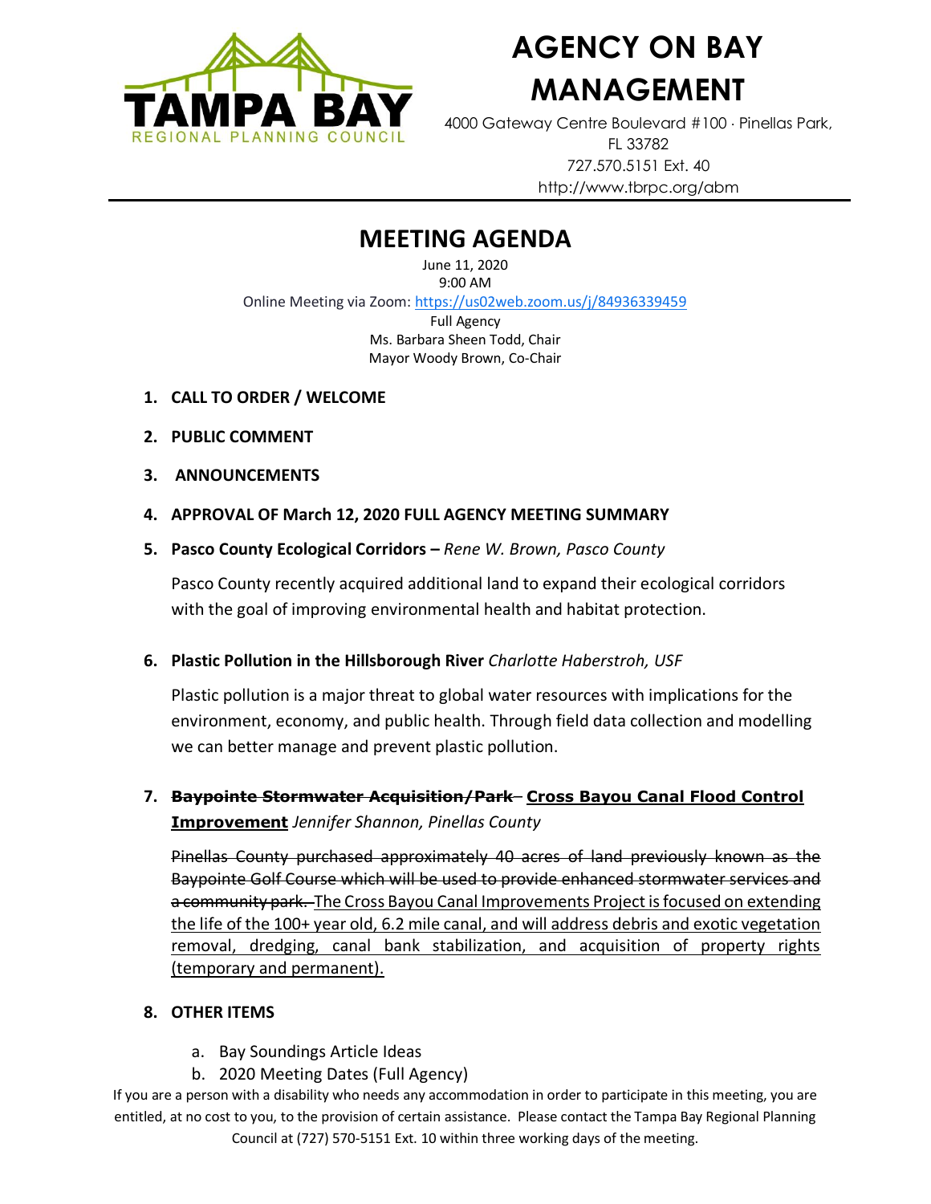TAMPA BAY
REGIONAL PLANNING COUNCIL

# AGENCY ON BAY MANAGEMENT

4000 Gateway Centre Boulevard #100 · Pinellas Park, FL 33782
727.570.5151 Ext. 40
http://www.tbrpc.org/abm

## MEETING AGENDA

June 11, 2020
9:00 AM
Online Meeting via Zoom: https://us02web.zoom.us/j/84936339459
Full Agency
Ms. Barbara Sheen Todd, Chair
Mayor Woody Brown, Co-Chair

1. **CALL TO ORDER / WELCOME**
2. **PUBLIC COMMENT**
3. **ANNOUNCEMENTS**
4. **APPROVAL OF March 12, 2020 FULL AGENCY MEETING SUMMARY**
5. **Pasco County Ecological Corridors –** *Rene W. Brown, Pasco County*

   Pasco County recently acquired additional land to expand their ecological corridors with the goal of improving environmental health and habitat protection.

6. **Plastic Pollution in the Hillsborough River** *Charlotte Haberstroh, USF*

   Plastic pollution is a major threat to global water resources with implications for the environment, economy, and public health. Through field data collection and modelling we can better manage and prevent plastic pollution.

7. ~~**Baypointe Stormwater Acquisition/Park**~~ – **Cross Bayou Canal Flood Control Improvement** *Jennifer Shannon, Pinellas County*

   ~~Pinellas County purchased approximately 40 acres of land previously known as the Baypointe Golf Course which will be used to provide enhanced stormwater services and a community park.~~ The Cross Bayou Canal Improvements Project is focused on extending the life of the 100+ year old, 6.2 mile canal, and will address debris and exotic vegetation removal, dredging, canal bank stabilization, and acquisition of property rights (temporary and permanent).

8. **OTHER ITEMS**
   a. Bay Soundings Article Ideas
   b. 2020 Meeting Dates (Full Agency)

If you are a person with a disability who needs any accommodation in order to participate in this meeting, you are entitled, at no cost to you, to the provision of certain assistance. Please contact the Tampa Bay Regional Planning Council at (727) 570-5151 Ext. 10 within three working days of the meeting.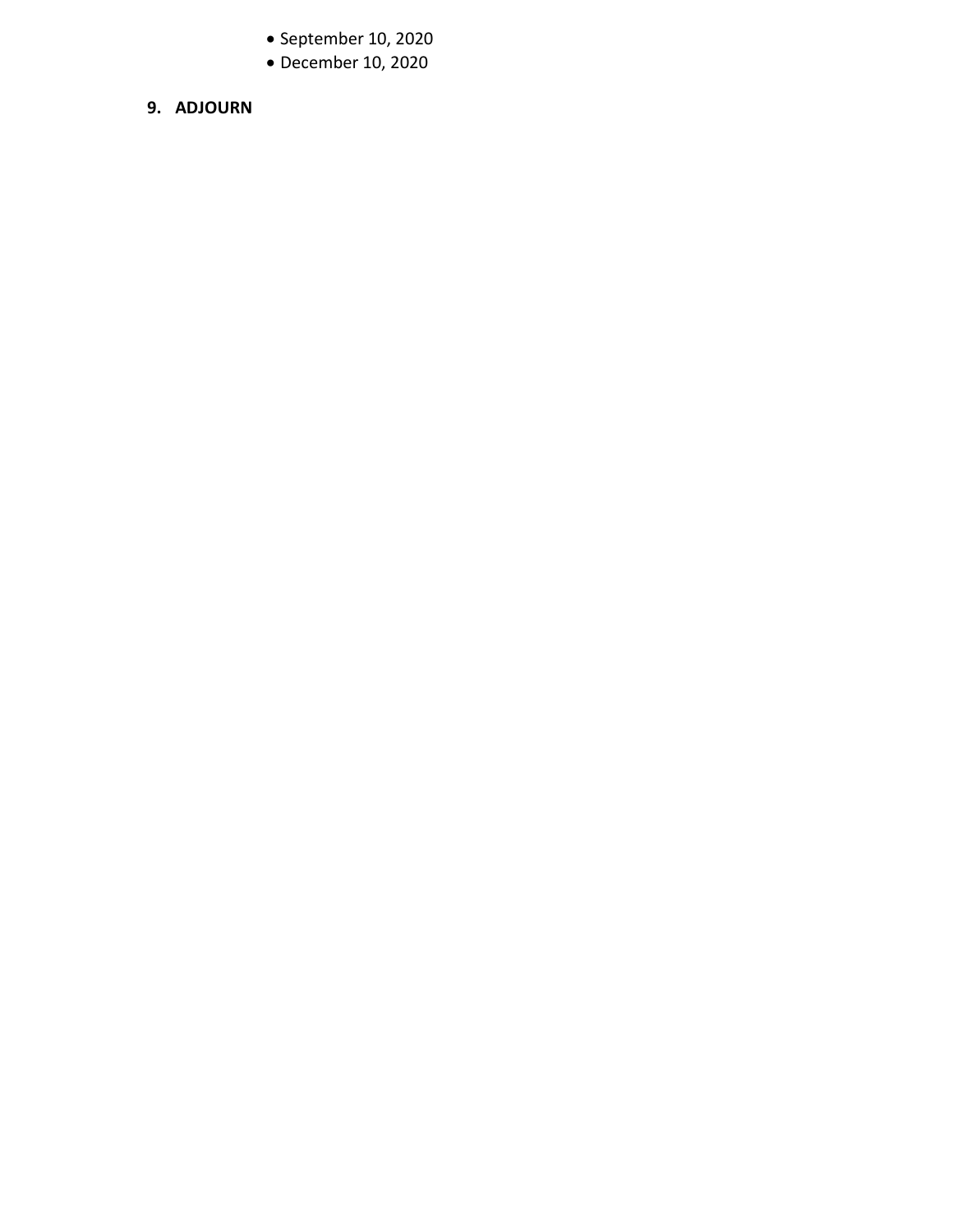- September 10, 2020
- December 10, 2020

**9. ADJOURN**